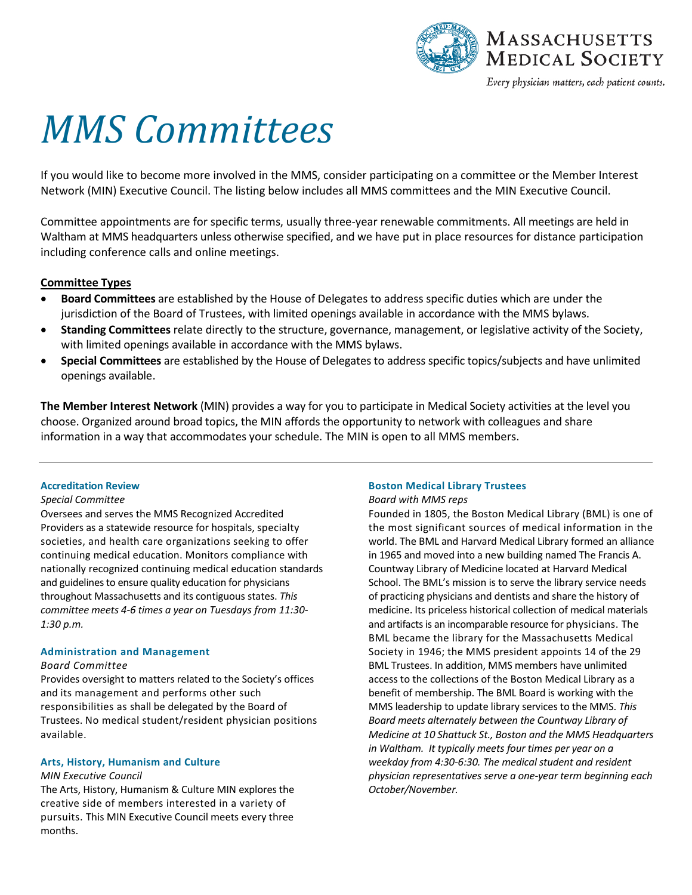# MMS Committees

If you would like to become more involved in the MMS, consider participating on a committee or the Member Interest Network (MIN) Executive Council. The listing below includes all MMS committees and the MIN Executive Council.

Committee appointments are for specific terms, usually three-year renewable commitments. All meetings are held in Waltham at MMS headquarters unless otherwise specified, and we have put in place resources for distance participation including conference calls and online meetings.

**Committee Types**

- **Board Committees** are established by the House of Delegates to address specific duties which are under the jurisdiction of the Board of Trustees, with limited openings available in accordance with the MMS bylaws.
- **Standing Committees** relate directly to the structure, governance, management, or legislative activity of the Society, with limited openings available in accordance with the MMS bylaws.
- **Special Committees** are established by the House of Delegates to address specific topics/subjects and have unlimited openings available.

**The Member Interest Network** (MIN) provides a way for you to participate in Medical Society activities at the level you choose. Organized around broad topics, the MIN affords the opportunity to network with colleagues and share information in a way that accommodates your schedule. The MIN is open to all MMS members.

---

### Accreditation Review

*Special Committee*

Oversees and serves the MMS Recognized Accredited Providers as a statewide resource for hospitals, specialty societies, and health care organizations seeking to offer continuing medical education. Monitors compliance with nationally recognized continuing medical education standards and guidelines to ensure quality education for physicians throughout Massachusetts and its contiguous states. *This committee meets 4-6 times a year on Tuesdays from 11:30-1:30 p.m.*

### Administration and Management

*Board Committee*

Provides oversight to matters related to the Society's offices and its management and performs other such responsibilities as shall be delegated by the Board of Trustees. No medical student/resident physician positions available.

### Arts, History, Humanism and Culture

*MIN Executive Council*

The Arts, History, Humanism & Culture MIN explores the creative side of members interested in a variety of pursuits. This MIN Executive Council meets every three months.

### Boston Medical Library Trustees

*Board with MMS reps*

Founded in 1805, the Boston Medical Library (BML) is one of the most significant sources of medical information in the world. The BML and Harvard Medical Library formed an alliance in 1965 and moved into a new building named The Francis A. Countway Library of Medicine located at Harvard Medical School. The BML's mission is to serve the library service needs of practicing physicians and dentists and share the history of medicine. Its priceless historical collection of medical materials and artifacts is an incomparable resource for physicians. The BML became the library for the Massachusetts Medical Society in 1946; the MMS president appoints 14 of the 29 BML Trustees. In addition, MMS members have unlimited access to the collections of the Boston Medical Library as a benefit of membership. The BML Board is working with the MMS leadership to update library services to the MMS. *This Board meets alternately between the Countway Library of Medicine at 10 Shattuck St., Boston and the MMS Headquarters in Waltham. It typically meets four times per year on a weekday from 4:30-6:30. The medical student and resident physician representatives serve a one-year term beginning each October/November.*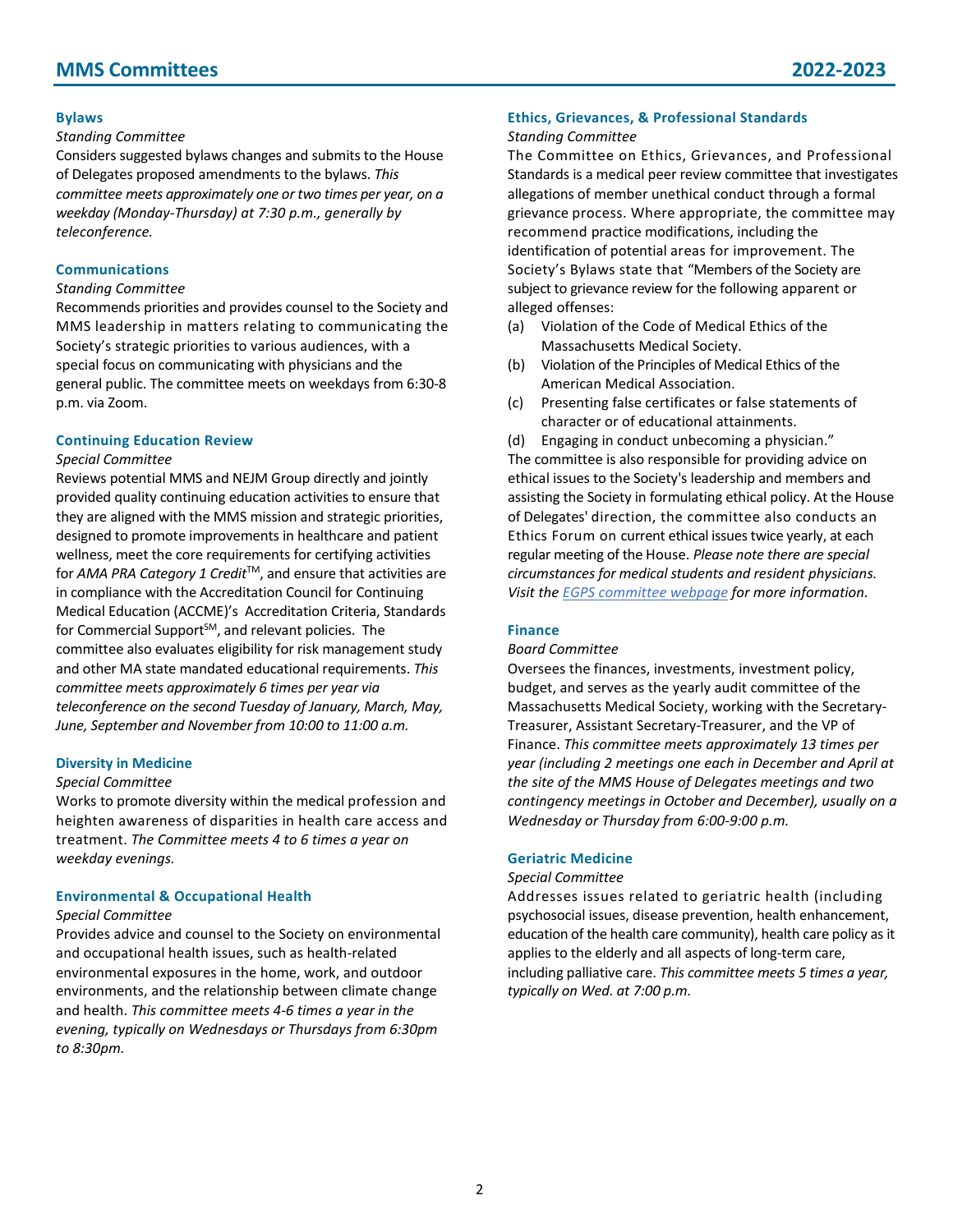## Bylaws

*Standing Committee*

Considers suggested bylaws changes and submits to the House of Delegates proposed amendments to the bylaws. *This committee meets approximately one or two times per year, on a weekday (Monday-Thursday) at 7:30 p.m., generally by teleconference.*

## Communications

*Standing Committee*

Recommends priorities and provides counsel to the Society and MMS leadership in matters relating to communicating the Society's strategic priorities to various audiences, with a special focus on communicating with physicians and the general public. The committee meets on weekdays from 6:30-8 p.m. via Zoom.

## Continuing Education Review

*Special Committee*

Reviews potential MMS and NEJM Group directly and jointly provided quality continuing education activities to ensure that they are aligned with the MMS mission and strategic priorities, designed to promote improvements in healthcare and patient wellness, meet the core requirements for certifying activities for *AMA PRA Category 1 Credit*™, and ensure that activities are in compliance with the Accreditation Council for Continuing Medical Education (ACCME)'s Accreditation Criteria, Standards for Commercial Support℠, and relevant policies. The committee also evaluates eligibility for risk management study and other MA state mandated educational requirements. *This committee meets approximately 6 times per year via teleconference on the second Tuesday of January, March, May, June, September and November from 10:00 to 11:00 a.m.*

## Diversity in Medicine

*Special Committee*

Works to promote diversity within the medical profession and heighten awareness of disparities in health care access and treatment. *The Committee meets 4 to 6 times a year on weekday evenings.*

## Environmental & Occupational Health

*Special Committee*

Provides advice and counsel to the Society on environmental and occupational health issues, such as health-related environmental exposures in the home, work, and outdoor environments, and the relationship between climate change and health. *This committee meets 4-6 times a year in the evening, typically on Wednesdays or Thursdays from 6:30pm to 8:30pm.*

## Ethics, Grievances, & Professional Standards

*Standing Committee*

The Committee on Ethics, Grievances, and Professional Standards is a medical peer review committee that investigates allegations of member unethical conduct through a formal grievance process. Where appropriate, the committee may recommend practice modifications, including the identification of potential areas for improvement. The Society's Bylaws state that "Members of the Society are subject to grievance review for the following apparent or alleged offenses:

(a) Violation of the Code of Medical Ethics of the Massachusetts Medical Society.
(b) Violation of the Principles of Medical Ethics of the American Medical Association.
(c) Presenting false certificates or false statements of character or of educational attainments.
(d) Engaging in conduct unbecoming a physician."

The committee is also responsible for providing advice on ethical issues to the Society's leadership and members and assisting the Society in formulating ethical policy. At the House of Delegates' direction, the committee also conducts an Ethics Forum on current ethical issues twice yearly, at each regular meeting of the House. *Please note there are special circumstances for medical students and resident physicians. Visit the [EGPS committee webpage](#) for more information.*

## Finance

*Board Committee*

Oversees the finances, investments, investment policy, budget, and serves as the yearly audit committee of the Massachusetts Medical Society, working with the Secretary-Treasurer, Assistant Secretary-Treasurer, and the VP of Finance. *This committee meets approximately 13 times per year (including 2 meetings one each in December and April at the site of the MMS House of Delegates meetings and two contingency meetings in October and December), usually on a Wednesday or Thursday from 6:00-9:00 p.m.*

## Geriatric Medicine

*Special Committee*

Addresses issues related to geriatric health (including psychosocial issues, disease prevention, health enhancement, education of the health care community), health care policy as it applies to the elderly and all aspects of long-term care, including palliative care. *This committee meets 5 times a year, typically on Wed. at 7:00 p.m.*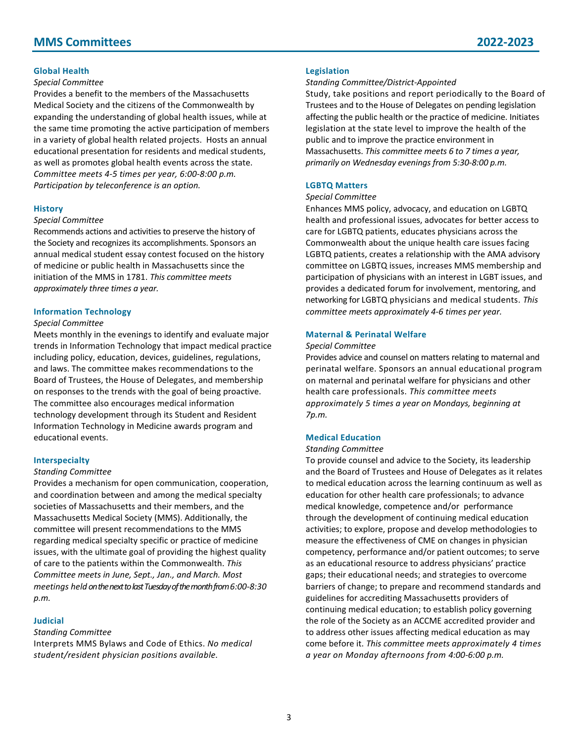### Global Health

*Special Committee*

Provides a benefit to the members of the Massachusetts Medical Society and the citizens of the Commonwealth by expanding the understanding of global health issues, while at the same time promoting the active participation of members in a variety of global health related projects. Hosts an annual educational presentation for residents and medical students, as well as promotes global health events across the state. *Committee meets 4-5 times per year, 6:00-8:00 p.m. Participation by teleconference is an option.*

### History

*Special Committee*

Recommends actions and activities to preserve the history of the Society and recognizes its accomplishments. Sponsors an annual medical student essay contest focused on the history of medicine or public health in Massachusetts since the initiation of the MMS in 1781. *This committee meets approximately three times a year.*

### Information Technology

*Special Committee*

Meets monthly in the evenings to identify and evaluate major trends in Information Technology that impact medical practice including policy, education, devices, guidelines, regulations, and laws. The committee makes recommendations to the Board of Trustees, the House of Delegates, and membership on responses to the trends with the goal of being proactive. The committee also encourages medical information technology development through its Student and Resident Information Technology in Medicine awards program and educational events.

### Interspecialty

*Standing Committee*

Provides a mechanism for open communication, cooperation, and coordination between and among the medical specialty societies of Massachusetts and their members, and the Massachusetts Medical Society (MMS). Additionally, the committee will present recommendations to the MMS regarding medical specialty specific or practice of medicine issues, with the ultimate goal of providing the highest quality of care to the patients within the Commonwealth. *This Committee meets in June, Sept., Jan., and March. Most meetings held on the next to last Tuesday of the month from 6:00-8:30 p.m.*

### Judicial

*Standing Committee*

Interprets MMS Bylaws and Code of Ethics. *No medical student/resident physician positions available.*

### Legislation

*Standing Committee/District-Appointed*

Study, take positions and report periodically to the Board of Trustees and to the House of Delegates on pending legislation affecting the public health or the practice of medicine. Initiates legislation at the state level to improve the health of the public and to improve the practice environment in Massachusetts. *This committee meets 6 to 7 times a year, primarily on Wednesday evenings from 5:30-8:00 p.m.*

### LGBTQ Matters

*Special Committee*

Enhances MMS policy, advocacy, and education on LGBTQ health and professional issues, advocates for better access to care for LGBTQ patients, educates physicians across the Commonwealth about the unique health care issues facing LGBTQ patients, creates a relationship with the AMA advisory committee on LGBTQ issues, increases MMS membership and participation of physicians with an interest in LGBT issues, and provides a dedicated forum for involvement, mentoring, and networking for LGBTQ physicians and medical students. *This committee meets approximately 4-6 times per year.*

### Maternal & Perinatal Welfare

*Special Committee*

Provides advice and counsel on matters relating to maternal and perinatal welfare. Sponsors an annual educational program on maternal and perinatal welfare for physicians and other health care professionals. *This committee meets approximately 5 times a year on Mondays, beginning at 7p.m.*

### Medical Education

*Standing Committee*

To provide counsel and advice to the Society, its leadership and the Board of Trustees and House of Delegates as it relates to medical education across the learning continuum as well as education for other health care professionals; to advance medical knowledge, competence and/or performance through the development of continuing medical education activities; to explore, propose and develop methodologies to measure the effectiveness of CME on changes in physician competency, performance and/or patient outcomes; to serve as an educational resource to address physicians' practice gaps; their educational needs; and strategies to overcome barriers of change; to prepare and recommend standards and guidelines for accrediting Massachusetts providers of continuing medical education; to establish policy governing the role of the Society as an ACCME accredited provider and to address other issues affecting medical education as may come before it. *This committee meets approximately 4 times a year on Monday afternoons from 4:00-6:00 p.m.*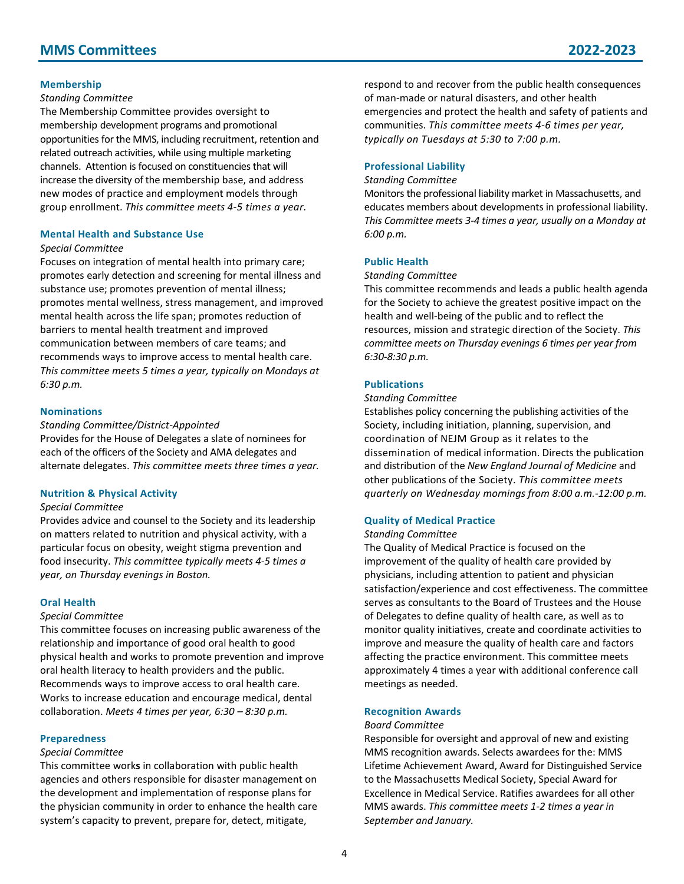## Membership

*Standing Committee*

The Membership Committee provides oversight to membership development programs and promotional opportunities for the MMS, including recruitment, retention and related outreach activities, while using multiple marketing channels. Attention is focused on constituencies that will increase the diversity of the membership base, and address new modes of practice and employment models through group enrollment. *This committee meets 4-5 times a year*.

## Mental Health and Substance Use

*Special Committee*

Focuses on integration of mental health into primary care; promotes early detection and screening for mental illness and substance use; promotes prevention of mental illness; promotes mental wellness, stress management, and improved mental health across the life span; promotes reduction of barriers to mental health treatment and improved communication between members of care teams; and recommends ways to improve access to mental health care. *This committee meets 5 times a year, typically on Mondays at 6:30 p.m.*

## Nominations

*Standing Committee/District-Appointed*

Provides for the House of Delegates a slate of nominees for each of the officers of the Society and AMA delegates and alternate delegates. *This committee meets three times a year.*

## Nutrition & Physical Activity

*Special Committee*

Provides advice and counsel to the Society and its leadership on matters related to nutrition and physical activity, with a particular focus on obesity, weight stigma prevention and food insecurity. *This committee typically meets 4-5 times a year, on Thursday evenings in Boston.*

## Oral Health

*Special Committee*

This committee focuses on increasing public awareness of the relationship and importance of good oral health to good physical health and works to promote prevention and improve oral health literacy to health providers and the public. Recommends ways to improve access to oral health care. Works to increase education and encourage medical, dental collaboration. *Meets 4 times per year, 6:30 – 8:30 p.m.*

## Preparedness

*Special Committee*

This committee works in collaboration with public health agencies and others responsible for disaster management on the development and implementation of response plans for the physician community in order to enhance the health care system's capacity to prevent, prepare for, detect, mitigate, respond to and recover from the public health consequences of man-made or natural disasters, and other health emergencies and protect the health and safety of patients and communities. *This committee meets 4-6 times per year, typically on Tuesdays at 5:30 to 7:00 p.m.*

## Professional Liability

*Standing Committee*

Monitors the professional liability market in Massachusetts, and educates members about developments in professional liability. *This Committee meets 3-4 times a year, usually on a Monday at 6:00 p.m.*

## Public Health

*Standing Committee*

This committee recommends and leads a public health agenda for the Society to achieve the greatest positive impact on the health and well-being of the public and to reflect the resources, mission and strategic direction of the Society. *This committee meets on Thursday evenings 6 times per year from 6:30-8:30 p.m.*

## Publications

*Standing Committee*

Establishes policy concerning the publishing activities of the Society, including initiation, planning, supervision, and coordination of NEJM Group as it relates to the dissemination of medical information. Directs the publication and distribution of the *New England Journal of Medicine* and other publications of the Society. *This committee meets quarterly on Wednesday mornings from 8:00 a.m.-12:00 p.m.*

## Quality of Medical Practice

*Standing Committee*

The Quality of Medical Practice is focused on the improvement of the quality of health care provided by physicians, including attention to patient and physician satisfaction/experience and cost effectiveness. The committee serves as consultants to the Board of Trustees and the House of Delegates to define quality of health care, as well as to monitor quality initiatives, create and coordinate activities to improve and measure the quality of health care and factors affecting the practice environment. This committee meets approximately 4 times a year with additional conference call meetings as needed.

## Recognition Awards

*Board Committee*

Responsible for oversight and approval of new and existing MMS recognition awards. Selects awardees for the: MMS Lifetime Achievement Award, Award for Distinguished Service to the Massachusetts Medical Society, Special Award for Excellence in Medical Service. Ratifies awardees for all other MMS awards. *This committee meets 1-2 times a year in September and January.*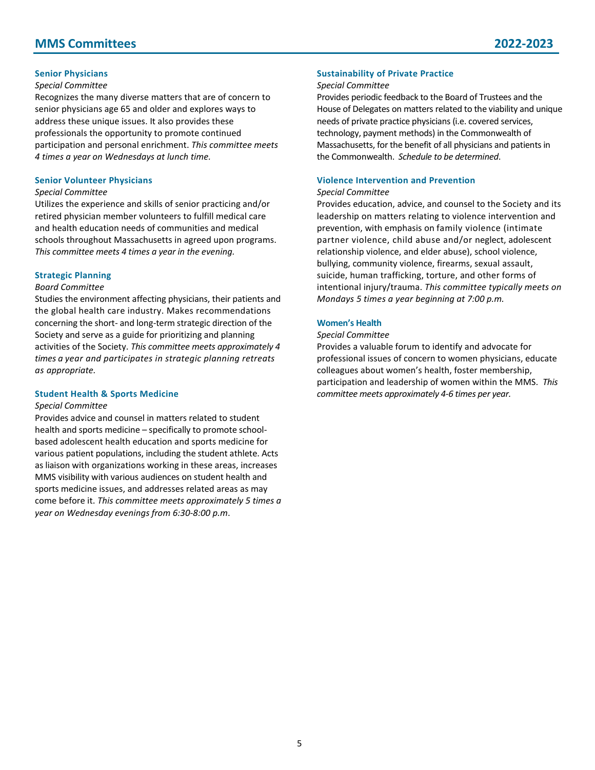### Senior Physicians

*Special Committee*

Recognizes the many diverse matters that are of concern to senior physicians age 65 and older and explores ways to address these unique issues. It also provides these professionals the opportunity to promote continued participation and personal enrichment. *This committee meets 4 times a year on Wednesdays at lunch time.*

### Senior Volunteer Physicians

*Special Committee*

Utilizes the experience and skills of senior practicing and/or retired physician member volunteers to fulfill medical care and health education needs of communities and medical schools throughout Massachusetts in agreed upon programs. *This committee meets 4 times a year in the evening.*

### Strategic Planning

*Board Committee*

Studies the environment affecting physicians, their patients and the global health care industry. Makes recommendations concerning the short- and long-term strategic direction of the Society and serve as a guide for prioritizing and planning activities of the Society. *This committee meets approximately 4 times a year and participates in strategic planning retreats as appropriate.*

### Student Health & Sports Medicine

*Special Committee*

Provides advice and counsel in matters related to student health and sports medicine – specifically to promote school-based adolescent health education and sports medicine for various patient populations, including the student athlete. Acts as liaison with organizations working in these areas, increases MMS visibility with various audiences on student health and sports medicine issues, and addresses related areas as may come before it. *This committee meets approximately 5 times a year on Wednesday evenings from 6:30-8:00 p.m*.

### Sustainability of Private Practice

*Special Committee*

Provides periodic feedback to the Board of Trustees and the House of Delegates on matters related to the viability and unique needs of private practice physicians (i.e. covered services, technology, payment methods) in the Commonwealth of Massachusetts, for the benefit of all physicians and patients in the Commonwealth. *Schedule to be determined*.

### Violence Intervention and Prevention

*Special Committee*

Provides education, advice, and counsel to the Society and its leadership on matters relating to violence intervention and prevention, with emphasis on family violence (intimate partner violence, child abuse and/or neglect, adolescent relationship violence, and elder abuse), school violence, bullying, community violence, firearms, sexual assault, suicide, human trafficking, torture, and other forms of intentional injury/trauma. *This committee typically meets on Mondays 5 times a year beginning at 7:00 p.m.*

### Women's Health

*Special Committee*

Provides a valuable forum to identify and advocate for professional issues of concern to women physicians, educate colleagues about women's health, foster membership, participation and leadership of women within the MMS. *This committee meets approximately 4-6 times per year.*